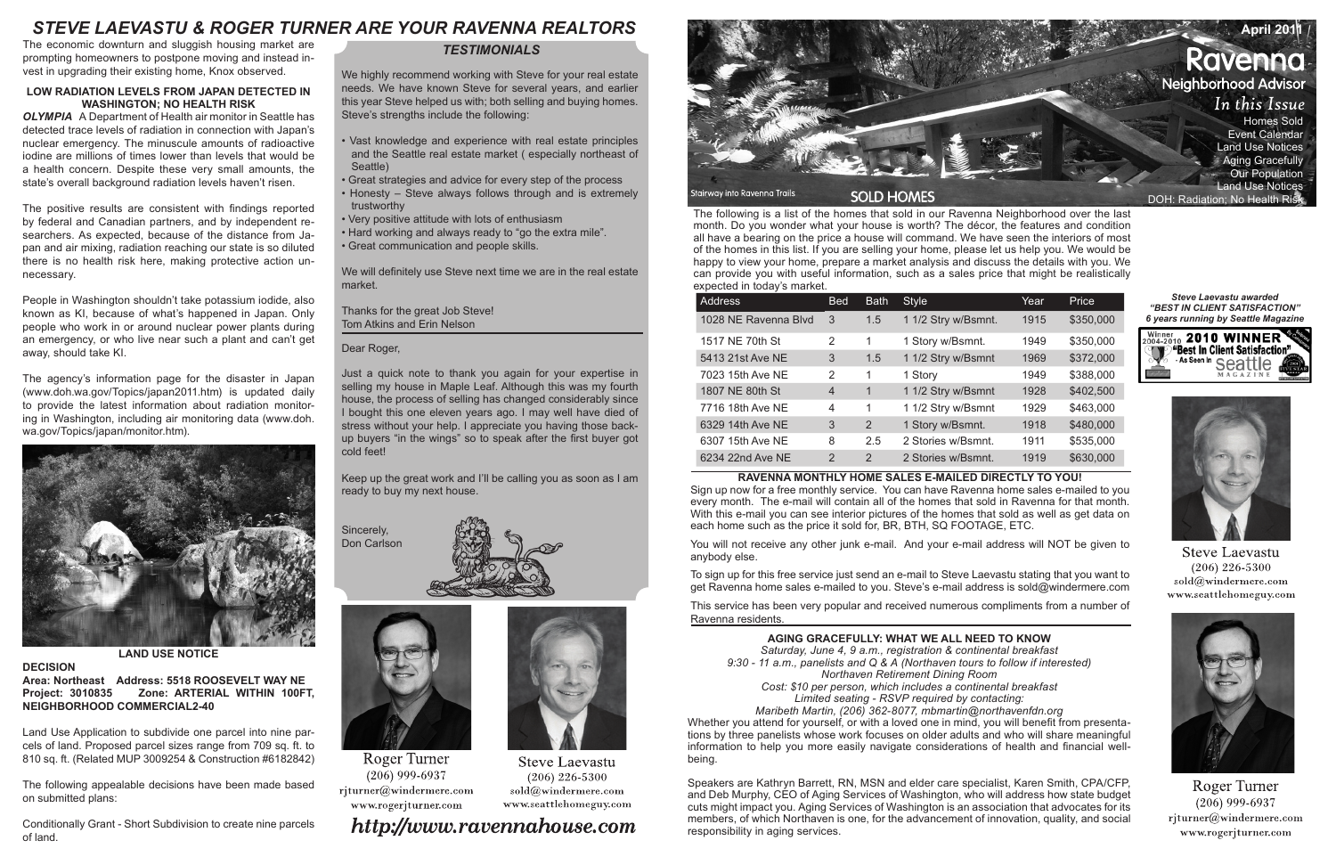# STEVE LAEVASTU & ROGER TURNER ARE YOUR RAVENNA REALTORS

The economic downturn and sluggish housing market are prompting homeowners to postpone moving and instead invest in upgrading their existing home, Knox observed.

### LOW RADIATION LEVELS FROM JAPAN DETECTED IN WASHINGTON; NO HEALTH RISK

***OLYMPIA*** A Department of Health air monitor in Seattle has detected trace levels of radiation in connection with Japan's nuclear emergency. The minuscule amounts of radioactive iodine are millions of times lower than levels that would be a health concern. Despite these very small amounts, the state's overall background radiation levels haven't risen.

The positive results are consistent with findings reported by federal and Canadian partners, and by independent researchers. As expected, because of the distance from Japan and air mixing, radiation reaching our state is so diluted there is no health risk here, making protective action unnecessary.

People in Washington shouldn't take potassium iodide, also known as KI, because of what's happened in Japan. Only people who work in or around nuclear power plants during an emergency, or who live near such a plant and can't get away, should take KI.

The agency's information page for the disaster in Japan (www.doh.wa.gov/Topics/japan2011.htm) is updated daily to provide the latest information about radiation monitoring in Washington, including air monitoring data (www.doh.wa.gov/Topics/japan/monitor.htm).

### LAND USE NOTICE

**DECISION**
**Area: Northeast Address: 5518 ROOSEVELT WAY NE**
**Project: 3010835 Zone: ARTERIAL WITHIN 100FT, NEIGHBORHOOD COMMERCIAL2-40**

Land Use Application to subdivide one parcel into nine parcels of land. Proposed parcel sizes range from 709 sq. ft. to 810 sq. ft. (Related MUP 3009254 & Construction #6182842)

The following appealable decisions have been made based on submitted plans:

Conditionally Grant - Short Subdivision to create nine parcels of land.

## *TESTIMONIALS*

We highly recommend working with Steve for your real estate needs. We have known Steve for several years, and earlier this year Steve helped us with; both selling and buying homes. Steve's strengths include the following:

- Vast knowledge and experience with real estate principles and the Seattle real estate market ( especially northeast of Seattle)
- Great strategies and advice for every step of the process
- Honesty – Steve always follows through and is extremely trustworthy
- Very positive attitude with lots of enthusiasm
- Hard working and always ready to "go the extra mile".
- Great communication and people skills.

We will definitely use Steve next time we are in the real estate market.

Thanks for the great Job Steve!
Tom Atkins and Erin Nelson

Dear Roger,

Just a quick note to thank you again for your expertise in selling my house in Maple Leaf. Although this was my fourth house, the process of selling has changed considerably since I bought this one eleven years ago. I may well have died of stress without your help. I appreciate you having those backup buyers "in the wings" so to speak after the first buyer got cold feet!

Keep up the great work and I'll be calling you as soon as I am ready to buy my next house.

Sincerely,
Don Carlson

Roger Turner
(206) 999-6937
rjturner@windermere.com
www.rogerjturner.com

Steve Laevastu
(206) 226-5300
sold@windermere.com
www.seattlehomeguy.com

*http://www.ravennahouse.com*

Stairway into Ravenna Trails

**April 2011**

# Ravenna
## Neighborhood Advisor

*In this Issue*
Homes Sold
Event Calendar
Land Use Notices
Aging Gracefully
Our Population
Land Use Notices
DOH: Radiation; No Health Risk

## SOLD HOMES

The following is a list of the homes that sold in our Ravenna Neighborhood over the last month. Do you wonder what your house is worth? The décor, the features and condition all have a bearing on the price a house will command. We have seen the interiors of most of the homes in this list. If you are selling your home, please let us help you. We would be happy to view your home, prepare a market analysis and discuss the details with you. We can provide you with useful information, such as a sales price that might be realistically expected in today's market.

| Address | Bed | Bath | Style | Year | Price |
|---|---|---|---|---|---|
| 1028 NE Ravenna Blvd | 3 | 1.5 | 1 1/2 Stry w/Bsmnt. | 1915 | $350,000 |
| 1517 NE 70th St | 2 | 1 | 1 Story w/Bsmnt. | 1949 | $350,000 |
| 5413 21st Ave NE | 3 | 1.5 | 1 1/2 Stry w/Bsmnt | 1969 | $372,000 |
| 7023 15th Ave NE | 2 | 1 | 1 Story | 1949 | $388,000 |
| 1807 NE 80th St | 4 | 1 | 1 1/2 Stry w/Bsmnt | 1928 | $402,500 |
| 7716 18th Ave NE | 4 | 1 | 1 1/2 Stry w/Bsmnt | 1929 | $463,000 |
| 6329 14th Ave NE | 3 | 2 | 1 Story w/Bsmnt. | 1918 | $480,000 |
| 6307 15th Ave NE | 8 | 2.5 | 2 Stories w/Bsmnt. | 1911 | $535,000 |
| 6234 22nd Ave NE | 2 | 2 | 2 Stories w/Bsmnt. | 1919 | $630,000 |

### RAVENNA MONTHLY HOME SALES E-MAILED DIRECTLY TO YOU!

Sign up now for a free monthly service. You can have Ravenna home sales e-mailed to you every month. The e-mail will contain all of the homes that sold in Ravenna for that month. With this e-mail you can see interior pictures of the homes that sold as well as get data on each home such as the price it sold for, BR, BTH, SQ FOOTAGE, ETC.

You will not receive any other junk e-mail. And your e-mail address will NOT be given to anybody else.

To sign up for this free service just send an e-mail to Steve Laevastu stating that you want to get Ravenna home sales e-mailed to you. Steve's e-mail address is sold@windermere.com

This service has been very popular and received numerous compliments from a number of Ravenna residents.

### AGING GRACEFULLY: WHAT WE ALL NEED TO KNOW

*Saturday, June 4, 9 a.m., registration & continental breakfast*
*9:30 - 11 a.m., panelists and Q & A (Northaven tours to follow if interested)*
*Northaven Retirement Dining Room*
*Cost: $10 per person, which includes a continental breakfast*
*Limited seating - RSVP required by contacting:*
*Maribeth Martin, (206) 362-8077, mbmartin@northavenfdn.org*

Whether you attend for yourself, or with a loved one in mind, you will benefit from presentations by three panelists whose work focuses on older adults and who will share meaningful information to help you more easily navigate considerations of health and financial well-being.

Speakers are Kathryn Barrett, RN, MSN and elder care specialist, Karen Smith, CPA/CFP, and Deb Murphy, CEO of Aging Services of Washington, who will address how state budget cuts might impact you. Aging Services of Washington is an association that advocates for its members, of which Northaven is one, for the advancement of innovation, quality, and social responsibility in aging services.

*Steve Laevastu awarded "BEST IN CLIENT SATISFACTION" 6 years running by Seattle Magazine*

Winner 2004-2010 2010 WINNER "Best In Client Satisfaction" - As Seen in Seattle Magazine

Steve Laevastu
(206) 226-5300
sold@windermere.com
www.seattlehomeguy.com

Roger Turner
(206) 999-6937
rjturner@windermere.com
www.rogerjturner.com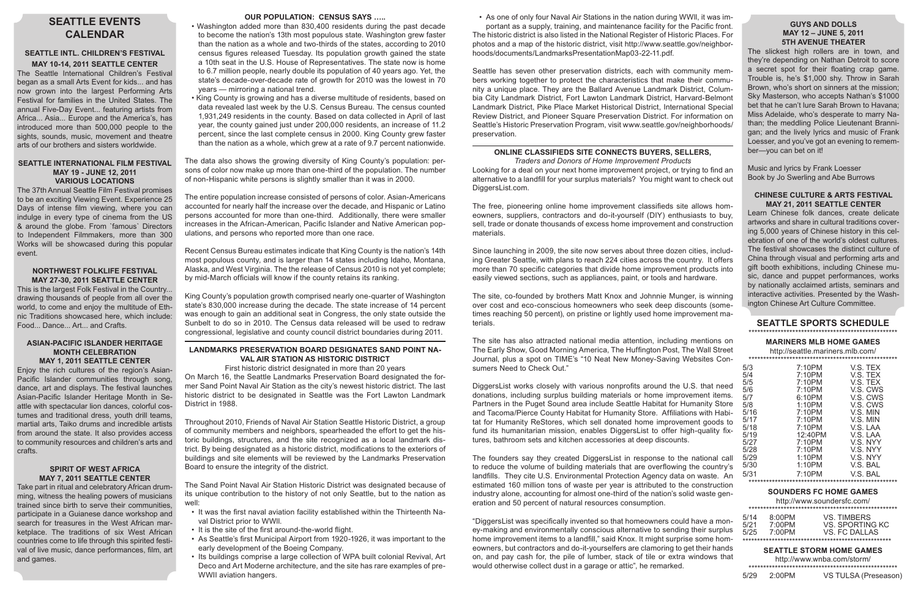# SEATTLE EVENTS CALENDAR

### SEATTLE INTL. CHILDREN'S FESTIVAL
### MAY 10-14, 2011 SEATTLE CENTER

The Seattle International Children's Festival began as a small Arts Event for kids... and has now grown into the largest Performing Arts Festival for families in the United States. The annual Five-Day Event... featuring artists from Africa... Asia... Europe and the America's, has introduced more than 500,000 people to the sights, sounds, music, movement and theatre arts of our brothers and sisters worldwide.

### SEATTLE INTERNATIONAL FILM FESTIVAL
### MAY 19 - JUNE 12, 2011
### VARIOUS LOCATIONS

The 37th Annual Seattle Film Festival promises to be an exciting Viewing Event. Experience 25 Days of intense film viewing, where you can indulge in every type of cinema from the US & around the globe. From `famous` Directors to Independent Filmmakers, more than 300 Works will be showcased during this popular event.

### NORTHWEST FOLKLIFE FESTIVAL
### MAY 27-30, 2011 SEATTLE CENTER

This is the largest Folk Festival in the Country... drawing thousands of people from all over the world, to come and enjoy the multitude of Ethnic Traditions showcased here, which include: Food... Dance... Art... and Crafts.

### ASIAN-PACIFIC ISLANDER HERITAGE MONTH CELEBRATION
### MAY 1, 2011 SEATTLE CENTER

Enjoy the rich cultures of the region's Asian-Pacific Islander communities through song, dance, art and displays. The festival launches Asian-Pacific Islander Heritage Month in Seattle with spectacular lion dances, colorful costumes and traditional dress, youth drill teams, martial arts, Taiko drums and incredible artists from around the state. It also provides access to community resources and children's arts and crafts.

### SPIRIT OF WEST AFRICA
### MAY 7, 2011 SEATTLE CENTER

Take part in ritual and celebratory African drumming, witness the healing powers of musicians trained since birth to serve their communities, participate in a Guianese dance workshop and search for treasures in the West African marketplace. The traditions of six West African countries come to life through this spirited festival of live music, dance performances, film, art and games.

## OUR POPULATION: CENSUS SAYS …..

- Washington added more than 830,400 residents during the past decade to become the nation's 13th most populous state. Washington grew faster than the nation as a whole and two-thirds of the states, according to 2010 census figures released Tuesday. Its population growth gained the state a 10th seat in the U.S. House of Representatives. The state now is home to 6.7 million people, nearly double its population of 40 years ago. Yet, the state's decade-over-decade rate of growth for 2010 was the lowest in 70 years — mirroring a national trend.
- King County is growing and has a diverse multitude of residents, based on data revealed last week by the U.S. Census Bureau. The census counted 1,931,249 residents in the county. Based on data collected in April of last year, the county gained just under 200,000 residents, an increase of 11.2 percent, since the last complete census in 2000. King County grew faster than the nation as a whole, which grew at a rate of 9.7 percent nationwide.

The data also shows the growing diversity of King County's population: persons of color now make up more than one-third of the population. The number of non-Hispanic white persons is slightly smaller than it was in 2000.

The entire population increase consisted of persons of color. Asian-Americans accounted for nearly half the increase over the decade, and Hispanic or Latino persons accounted for more than one-third. Additionally, there were smaller increases in the African-American, Pacific Islander and Native American populations, and persons who reported more than one race.

Recent Census Bureau estimates indicate that King County is the nation's 14th most populous county, and is larger than 14 states including Idaho, Montana, Alaska, and West Virginia. The the release of Census 2010 is not yet complete; by mid-March officials will know if the county retains its ranking.

King County's population growth comprised nearly one-quarter of Washington state's 830,000 increase during the decade. The state increase of 14 percent was enough to gain an additional seat in Congress, the only state outside the Sunbelt to do so in 2010. The Census data released will be used to redraw congressional, legislative and county council district boundaries during 2011.

## LANDMARKS PRESERVATION BOARD DESIGNATES SAND POINT NAVAL AIR STATION AS HISTORIC DISTRICT

First historic district designated in more than 20 years

On March 16, the Seattle Landmarks Preservation Board designated the former Sand Point Naval Air Station as the city's newest historic district. The last historic district to be designated in Seattle was the Fort Lawton Landmark District in 1988.

Throughout 2010, Friends of Naval Air Station Seattle Historic District, a group of community members and neighbors, spearheaded the effort to get the historic buildings, structures, and the site recognized as a local landmark district. By being designated as a historic district, modifications to the exteriors of buildings and site elements will be reviewed by the Landmarks Preservation Board to ensure the integrity of the district.

The Sand Point Naval Air Station Historic District was designated because of its unique contribution to the history of not only Seattle, but to the nation as well:

- It was the first naval aviation facility established within the Thirteenth Naval District prior to WWII.
- It is the site of the first around-the-world flight.
- As Seattle's first Municipal Airport from 1920-1926, it was important to the early development of the Boeing Company.
- Its buildings comprise a large collection of WPA built colonial Revival, Art Deco and Art Moderne architecture, and the site has rare examples of pre-WWII aviation hangers.
- As one of only four Naval Air Stations in the nation during WWII, it was important as a supply, training, and maintenance facility for the Pacific front.

The historic district is also listed in the National Register of Historic Places. For photos and a map of the historic district, visit http://www.seattle.gov/neighborhoods/documents/LandmarksPresentationMap03-22-11.pdf.

Seattle has seven other preservation districts, each with community members working together to protect the characteristics that make their community a unique place. They are the Ballard Avenue Landmark District, Columbia City Landmark District, Fort Lawton Landmark District, Harvard-Belmont Landmark District, Pike Place Market Historical District, International Special Review District, and Pioneer Square Preservation District. For information on Seattle's Historic Preservation Program, visit www.seattle.gov/neighborhoods/preservation.

## ONLINE CLASSIFIEDS SITE CONNECTS BUYERS, SELLERS,

*Traders and Donors of Home Improvement Products*

Looking for a deal on your next home improvement project, or trying to find an alternative to a landfill for your surplus materials? You might want to check out DiggersList.com.

The free, pioneering online home improvement classifieds site allows homeowners, suppliers, contractors and do-it-yourself (DIY) enthusiasts to buy, sell, trade or donate thousands of excess home improvement and construction materials.

Since launching in 2009, the site now serves about three dozen cities, including Greater Seattle, with plans to reach 224 cities across the country. It offers more than 70 specific categories that divide home improvement products into easily viewed sections, such as appliances, paint, or tools and hardware.

The site, co-founded by brothers Matt Knox and Johnnie Munger, is winning over cost and eco-conscious homeowners who seek deep discounts (sometimes reaching 50 percent), on pristine or lightly used home improvement materials.

The site has also attracted national media attention, including mentions on The Early Show, Good Morning America, The Huffington Post, The Wall Street Journal, plus a spot on TIME's "10 Neat New Money-Saving Websites Consumers Need to Check Out."

DiggersList works closely with various nonprofits around the U.S. that need donations, including surplus building materials or home improvement items. Partners in the Puget Sound area include Seattle Habitat for Humanity Store and Tacoma/Pierce County Habitat for Humanity Store. Affiliations with Habitat for Humanity ReStores, which sell donated home improvement goods to fund its humanitarian mission, enables DiggersList to offer high-quality fixtures, bathroom sets and kitchen accessories at deep discounts.

The founders say they created DiggersList in response to the national call to reduce the volume of building materials that are overflowing the country's landfills. They cite U.S. Environmental Protection Agency data on waste. An estimated 160 million tons of waste per year is attributed to the construction industry alone, accounting for almost one-third of the nation's solid waste generation and 50 percent of natural resources consumption.

"DiggersList was specifically invented so that homeowners could have a money-making and environmentally conscious alternative to sending their surplus home improvement items to a landfill," said Knox. It might surprise some homeowners, but contractors and do-it-yourselfers are clamoring to get their hands on, and pay cash for, the pile of lumber, stack of tile or extra windows that would otherwise collect dust in a garage or attic", he remarked.

### GUYS AND DOLLS
### MAY 12 – JUNE 5, 2011
### 5TH AVENUE THEATER

The slickest high rollers are in town, and they're depending on Nathan Detroit to score a secret spot for their floating crap game. Trouble is, he's $1,000 shy. Throw in Sarah Brown, who's short on sinners at the mission; Sky Masterson, who accepts Nathan's $1000 bet that he can't lure Sarah Brown to Havana; Miss Adelaide, who's desperate to marry Nathan; the meddling Police Lieutenant Brannigan; and the lively lyrics and music of Frank Loesser, and you've got an evening to remember—you can bet on it!

Music and lyrics by Frank Loesser
Book by Jo Swerling and Abe Burrows

### CHINESE CULTURE & ARTS FESTIVAL
### MAY 21, 2011 SEATTLE CENTER

Learn Chinese folk dances, create delicate artworks and share in cultural traditions covering 5,000 years of Chinese history in this celebration of one of the world's oldest cultures. The festival showcases the distinct culture of China through visual and performing arts and gift booth exhibitions, including Chinese music, dance and puppet performances, works by nationally acclaimed artists, seminars and interactive activities. Presented by the Washington Chinese Art Culture Committee.

## SEATTLE SPORTS SCHEDULE

### MARINERS MLB HOME GAMES

http://seattle.mariners.mlb.com/

| | | |
|---|---|---|
| 5/3 | 7:10PM | V.S. TEX |
| 5/4 | 7:10PM | V.S. TEX |
| 5/5 | 7:10PM | V.S. TEX |
| 5/6 | 7:10PM | V.S. CWS |
| 5/7 | 6:10PM | V.S. CWS |
| 5/8 | 1:10PM | V.S. CWS |
| 5/16 | 7:10PM | V.S. MIN |
| 5/17 | 7:10PM | V.S. MIN |
| 5/18 | 7:10PM | V.S. LAA |
| 5/19 | 12:40PM | V.S. LAA |
| 5/27 | 7:10PM | V.S. NYY |
| 5/28 | 7:10PM | V.S. NYY |
| 5/29 | 1:10PM | V.S. NYY |
| 5/30 | 1:10PM | V.S. BAL |
| 5/31 | 7:10PM | V.S. BAL |

### SOUNDERS FC HOME GAMES

http://www.soundersfc.com/

| | | |
|---|---|---|
| 5/14 | 8:00PM | VS. TIMBERS |
| 5/21 | 7:00PM | VS. SPORTING KC |
| 5/25 | 7:00PM | VS. FC DALLAS |

### SEATTLE STORM HOME GAMES

http://www.wnba.com/storm/

| | | |
|---|---|---|
| 5/29 | 2:00PM | VS TULSA (Preseason) |